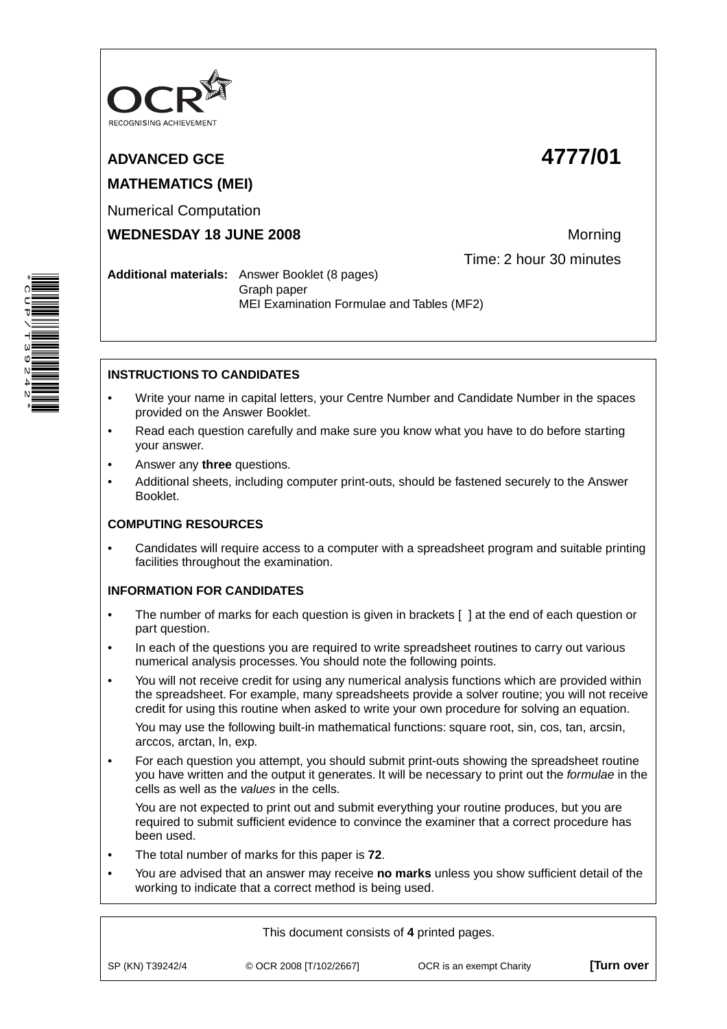OCR RECOGNISING ACHIEVEMENT

**ADVANCED GCE** **4777/01**

**MATHEMATICS (MEI)**

Numerical Computation

**WEDNESDAY 18 JUNE 2008** Morning

Time: 2 hour 30 minutes

**Additional materials:** Answer Booklet (8 pages)
Graph paper
MEI Examination Formulae and Tables (MF2)

**INSTRUCTIONS TO CANDIDATES**

- Write your name in capital letters, your Centre Number and Candidate Number in the spaces provided on the Answer Booklet.
- Read each question carefully and make sure you know what you have to do before starting your answer.
- Answer any **three** questions.
- Additional sheets, including computer print-outs, should be fastened securely to the Answer Booklet.

**COMPUTING RESOURCES**

- Candidates will require access to a computer with a spreadsheet program and suitable printing facilities throughout the examination.

**INFORMATION FOR CANDIDATES**

- The number of marks for each question is given in brackets [ ] at the end of each question or part question.
- In each of the questions you are required to write spreadsheet routines to carry out various numerical analysis processes. You should note the following points.
- You will not receive credit for using any numerical analysis functions which are provided within the spreadsheet. For example, many spreadsheets provide a solver routine; you will not receive credit for using this routine when asked to write your own procedure for solving an equation.

  You may use the following built-in mathematical functions: square root, sin, cos, tan, arcsin, arccos, arctan, ln, exp.
- For each question you attempt, you should submit print-outs showing the spreadsheet routine you have written and the output it generates. It will be necessary to print out the *formulae* in the cells as well as the *values* in the cells.

  You are not expected to print out and submit everything your routine produces, but you are required to submit sufficient evidence to convince the examiner that a correct procedure has been used.
- The total number of marks for this paper is **72**.
- You are advised that an answer may receive **no marks** unless you show sufficient detail of the working to indicate that a correct method is being used.

This document consists of **4** printed pages.

SP (KN) T39242/4 © OCR 2008 [T/102/2667] OCR is an exempt Charity **[Turn over**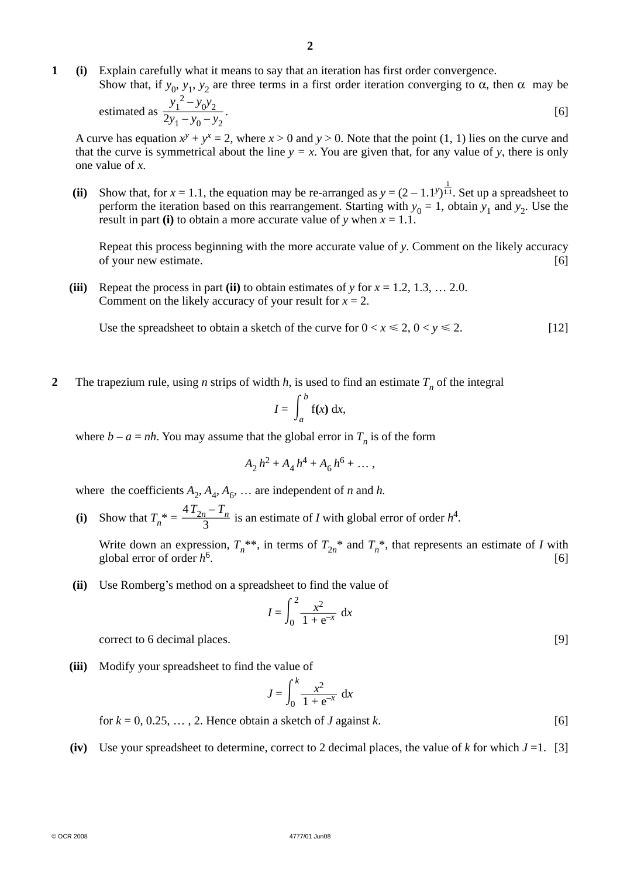**1** **(i)** Explain carefully what it means to say that an iteration has first order convergence.
Show that, if $y_0$, $y_1$, $y_2$ are three terms in a first order iteration converging to $\alpha$, then $\alpha$ may be estimated as $\dfrac{y_1^{\,2} - y_0 y_2}{2y_1 - y_0 - y_2}$. [6]

A curve has equation $x^y + y^x = 2$, where $x > 0$ and $y > 0$. Note that the point (1, 1) lies on the curve and that the curve is symmetrical about the line $y = x$. You are given that, for any value of $y$, there is only one value of $x$.

**(ii)** Show that, for $x = 1.1$, the equation may be re-arranged as $y = (2 - 1.1^y)^{\frac{1}{1.1}}$. Set up a spreadsheet to perform the iteration based on this rearrangement. Starting with $y_0 = 1$, obtain $y_1$ and $y_2$. Use the result in part **(i)** to obtain a more accurate value of $y$ when $x = 1.1$.

Repeat this process beginning with the more accurate value of $y$. Comment on the likely accuracy of your new estimate. [6]

**(iii)** Repeat the process in part **(ii)** to obtain estimates of $y$ for $x = 1.2, 1.3, \ldots 2.0$.
Comment on the likely accuracy of your result for $x = 2$.

Use the spreadsheet to obtain a sketch of the curve for $0 < x \leqslant 2$, $0 < y \leqslant 2$. [12]

**2** The trapezium rule, using $n$ strips of width $h$, is used to find an estimate $T_n$ of the integral

$$I = \int_a^b \mathrm{f}(x)\,\mathrm{d}x,$$

where $b - a = nh$. You may assume that the global error in $T_n$ is of the form

$$A_2 h^2 + A_4 h^4 + A_6 h^6 + \ldots,$$

where the coefficients $A_2, A_4, A_6, \ldots$ are independent of $n$ and $h$.

**(i)** Show that $T_n{}^* = \dfrac{4T_{2n} - T_n}{3}$ is an estimate of $I$ with global error of order $h^4$.

Write down an expression, $T_n{}^{**}$, in terms of $T_{2n}{}^*$ and $T_n{}^*$, that represents an estimate of $I$ with global error of order $h^6$. [6]

**(ii)** Use Romberg's method on a spreadsheet to find the value of

$$I = \int_0^2 \frac{x^2}{1 + \mathrm{e}^{-x}}\,\mathrm{d}x$$

correct to 6 decimal places. [9]

**(iii)** Modify your spreadsheet to find the value of

$$J = \int_0^k \frac{x^2}{1 + \mathrm{e}^{-x}}\,\mathrm{d}x$$

for $k = 0, 0.25, \ldots, 2$. Hence obtain a sketch of $J$ against $k$. [6]

**(iv)** Use your spreadsheet to determine, correct to 2 decimal places, the value of $k$ for which $J = 1$. [3]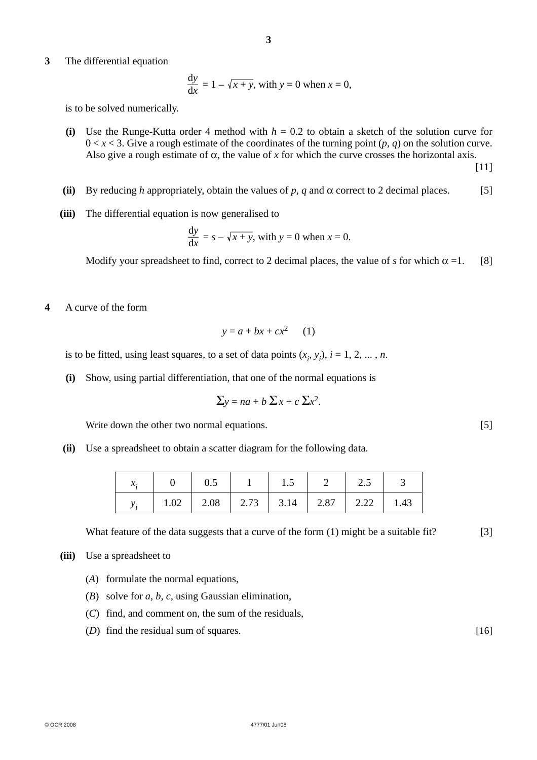**3** The differential equation

$$\frac{dy}{dx} = 1 - \sqrt{x+y}, \text{ with } y = 0 \text{ when } x = 0,$$

is to be solved numerically.

**(i)** Use the Runge-Kutta order 4 method with $h = 0.2$ to obtain a sketch of the solution curve for $0 < x < 3$. Give a rough estimate of the coordinates of the turning point $(p, q)$ on the solution curve. Also give a rough estimate of $\alpha$, the value of $x$ for which the curve crosses the horizontal axis. [11]

**(ii)** By reducing $h$ appropriately, obtain the values of $p$, $q$ and $\alpha$ correct to 2 decimal places. [5]

**(iii)** The differential equation is now generalised to

$$\frac{dy}{dx} = s - \sqrt{x+y}, \text{ with } y = 0 \text{ when } x = 0.$$

Modify your spreadsheet to find, correct to 2 decimal places, the value of $s$ for which $\alpha = 1$. [8]

**4** A curve of the form

$$y = a + bx + cx^2 \quad (1)$$

is to be fitted, using least squares, to a set of data points $(x_i, y_i)$, $i = 1, 2, \ldots, n$.

**(i)** Show, using partial differentiation, that one of the normal equations is

$$\Sigma y = na + b\,\Sigma x + c\,\Sigma x^2.$$

Write down the other two normal equations. [5]

**(ii)** Use a spreadsheet to obtain a scatter diagram for the following data.

| $x_i$ | 0 | 0.5 | 1 | 1.5 | 2 | 2.5 | 3 |
|---|---|---|---|---|---|---|---|
| $y_i$ | 1.02 | 2.08 | 2.73 | 3.14 | 2.87 | 2.22 | 1.43 |

What feature of the data suggests that a curve of the form (1) might be a suitable fit? [3]

**(iii)** Use a spreadsheet to

(*A*) formulate the normal equations,

(*B*) solve for $a$, $b$, $c$, using Gaussian elimination,

(*C*) find, and comment on, the sum of the residuals,

(*D*) find the residual sum of squares. [16]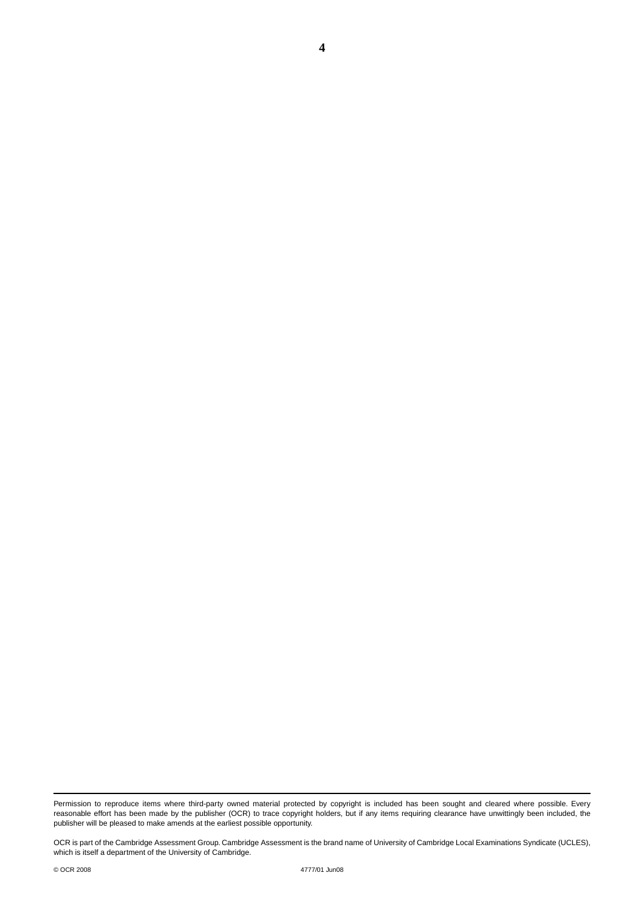Permission to reproduce items where third-party owned material protected by copyright is included has been sought and cleared where possible. Every reasonable effort has been made by the publisher (OCR) to trace copyright holders, but if any items requiring clearance have unwittingly been included, the publisher will be pleased to make amends at the earliest possible opportunity.

OCR is part of the Cambridge Assessment Group. Cambridge Assessment is the brand name of University of Cambridge Local Examinations Syndicate (UCLES), which is itself a department of the University of Cambridge.

© OCR 2008 4777/01 Jun08